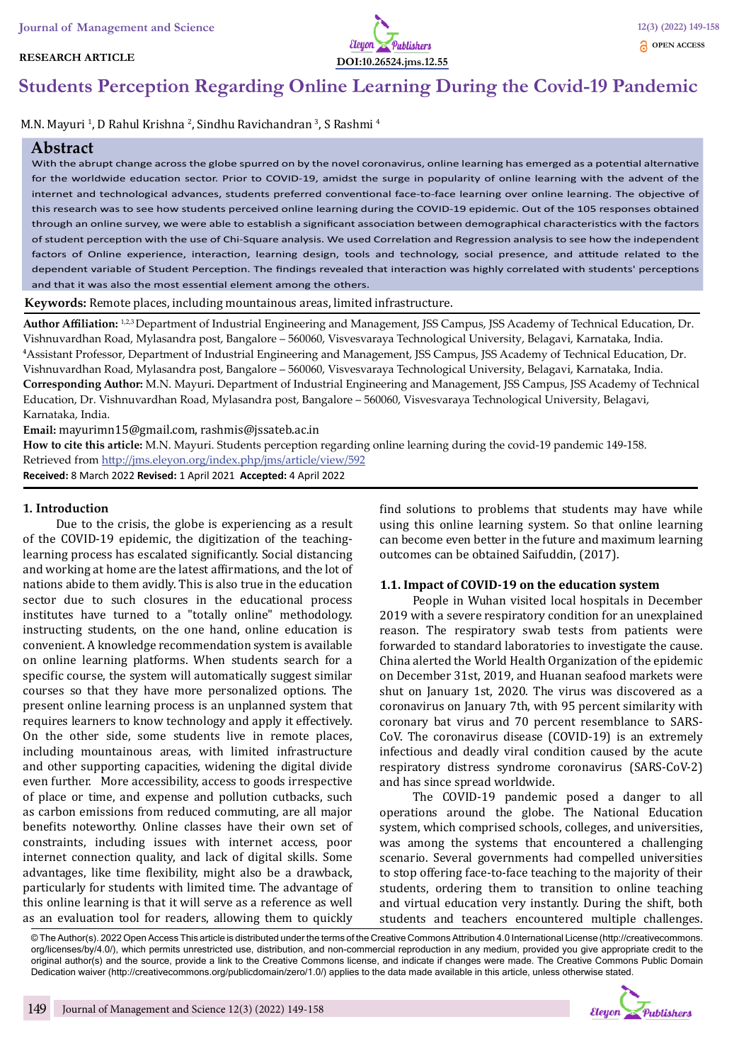RESEARCH ARTICLE

DOI:10.26524.jms.12.55

OPEN ACCESS

# Students Perception Regarding Online Learning During the Covid-19 Pandemic

M.N. Mayuri [1], D Rahul Krishna [2], Sindhu Ravichandran [3], S Rashmi [4]

## Abstract

With the abrupt change across the globe spurred on by the novel coronavirus, online learning has emerged as a potential alternative for the worldwide education sector. Prior to COVID-19, amidst the surge in popularity of online learning with the advent of the internet and technological advances, students preferred conventional face-to-face learning over online learning. The objective of this research was to see how students perceived online learning during the COVID-19 epidemic. Out of the 105 responses obtained through an online survey, we were able to establish a significant association between demographical characteristics with the factors of student perception with the use of Chi-Square analysis. We used Correlation and Regression analysis to see how the independent factors of Online experience, interaction, learning design, tools and technology, social presence, and attitude related to the dependent variable of Student Perception. The findings revealed that interaction was highly correlated with students' perceptions and that it was also the most essential element among the others.

**Keywords:** Remote places, including mountainous areas, limited infrastructure.

**Author Affiliation:** [1,2,3] Department of Industrial Engineering and Management, JSS Campus, JSS Academy of Technical Education, Dr. Vishnuvardhan Road, Mylasandra post, Bangalore – 560060, Visvesvaraya Technological University, Belagavi, Karnataka, India.
[4]Assistant Professor, Department of Industrial Engineering and Management, JSS Campus, JSS Academy of Technical Education, Dr. Vishnuvardhan Road, Mylasandra post, Bangalore – 560060, Visvesvaraya Technological University, Belagavi, Karnataka, India.

**Corresponding Author:** M.N. Mayuri. Department of Industrial Engineering and Management, JSS Campus, JSS Academy of Technical Education, Dr. Vishnuvardhan Road, Mylasandra post, Bangalore – 560060, Visvesvaraya Technological University, Belagavi, Karnataka, India.

**Email:** mayurimn15@gmail.com, rashmis@jssateb.ac.in

**How to cite this article:** M.N. Mayuri. Students perception regarding online learning during the covid-19 pandemic 149-158. Retrieved from http://jms.eleyon.org/index.php/jms/article/view/592

**Received:** 8 March 2022 **Revised:** 1 April 2021 **Accepted:** 4 April 2022

## 1. Introduction

Due to the crisis, the globe is experiencing as a result of the COVID-19 epidemic, the digitization of the teaching-learning process has escalated significantly. Social distancing and working at home are the latest affirmations, and the lot of nations abide to them avidly. This is also true in the education sector due to such closures in the educational process institutes have turned to a "totally online" methodology. instructing students, on the one hand, online education is convenient. A knowledge recommendation system is available on online learning platforms. When students search for a specific course, the system will automatically suggest similar courses so that they have more personalized options. The present online learning process is an unplanned system that requires learners to know technology and apply it effectively. On the other side, some students live in remote places, including mountainous areas, with limited infrastructure and other supporting capacities, widening the digital divide even further. More accessibility, access to goods irrespective of place or time, and expense and pollution cutbacks, such as carbon emissions from reduced commuting, are all major benefits noteworthy. Online classes have their own set of constraints, including issues with internet access, poor internet connection quality, and lack of digital skills. Some advantages, like time flexibility, might also be a drawback, particularly for students with limited time. The advantage of this online learning is that it will serve as a reference as well as an evaluation tool for readers, allowing them to quickly find solutions to problems that students may have while using this online learning system. So that online learning can become even better in the future and maximum learning outcomes can be obtained Saifuddin, (2017).

### 1.1. Impact of COVID-19 on the education system

People in Wuhan visited local hospitals in December 2019 with a severe respiratory condition for an unexplained reason. The respiratory swab tests from patients were forwarded to standard laboratories to investigate the cause. China alerted the World Health Organization of the epidemic on December 31st, 2019, and Huanan seafood markets were shut on January 1st, 2020. The virus was discovered as a coronavirus on January 7th, with 95 percent similarity with coronary bat virus and 70 percent resemblance to SARS-CoV. The coronavirus disease (COVID-19) is an extremely infectious and deadly viral condition caused by the acute respiratory distress syndrome coronavirus (SARS-CoV-2) and has since spread worldwide.

The COVID-19 pandemic posed a danger to all operations around the globe. The National Education system, which comprised schools, colleges, and universities, was among the systems that encountered a challenging scenario. Several governments had compelled universities to stop offering face-to-face teaching to the majority of their students, ordering them to transition to online teaching and virtual education very instantly. During the shift, both students and teachers encountered multiple challenges.

© The Author(s). 2022 Open Access This article is distributed under the terms of the Creative Commons Attribution 4.0 International License (http://creativecommons.org/licenses/by/4.0/), which permits unrestricted use, distribution, and non-commercial reproduction in any medium, provided you give appropriate credit to the original author(s) and the source, provide a link to the Creative Commons license, and indicate if changes were made. The Creative Commons Public Domain Dedication waiver (http://creativecommons.org/publicdomain/zero/1.0/) applies to the data made available in this article, unless otherwise stated.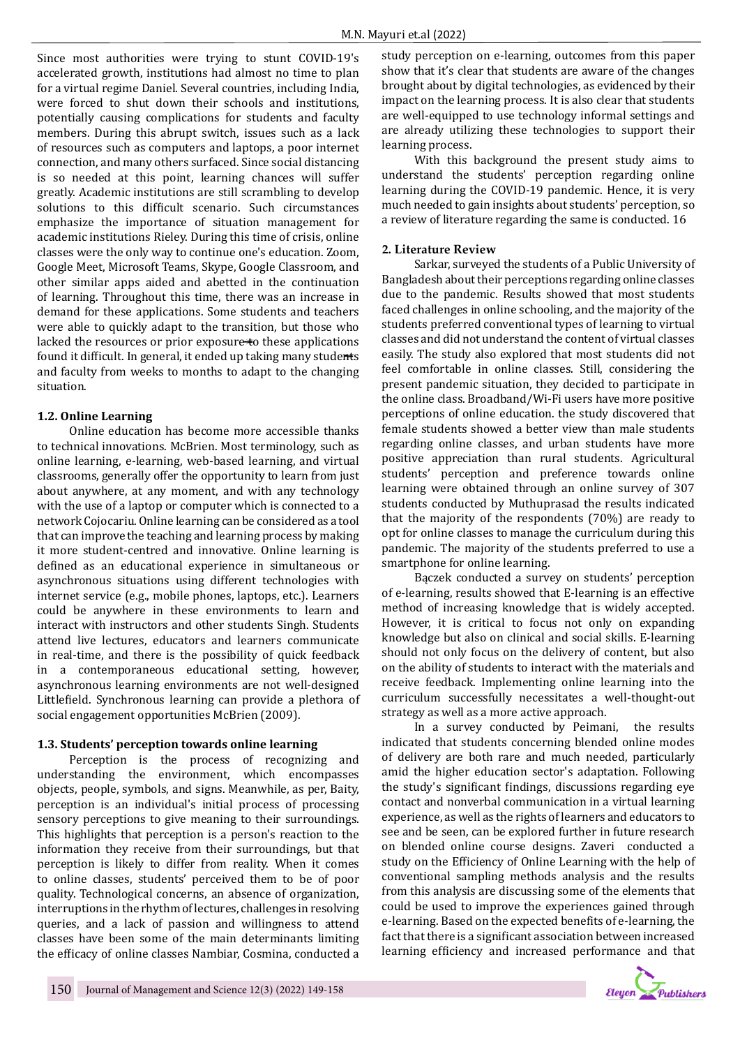Since most authorities were trying to stunt COVID-19's accelerated growth, institutions had almost no time to plan for a virtual regime Daniel. Several countries, including India, were forced to shut down their schools and institutions, potentially causing complications for students and faculty members. During this abrupt switch, issues such as a lack of resources such as computers and laptops, a poor internet connection, and many others surfaced. Since social distancing is so needed at this point, learning chances will suffer greatly. Academic institutions are still scrambling to develop solutions to this difficult scenario. Such circumstances emphasize the importance of situation management for academic institutions Rieley. During this time of crisis, online classes were the only way to continue one's education. Zoom, Google Meet, Microsoft Teams, Skype, Google Classroom, and other similar apps aided and abetted in the continuation of learning. Throughout this time, there was an increase in demand for these applications. Some students and teachers were able to quickly adapt to the transition, but those who lacked the resources or prior exposure to these applications found it difficult. In general, it ended up taking many students and faculty from weeks to months to adapt to the changing situation.

### 1.2. Online Learning

Online education has become more accessible thanks to technical innovations. McBrien. Most terminology, such as online learning, e-learning, web-based learning, and virtual classrooms, generally offer the opportunity to learn from just about anywhere, at any moment, and with any technology with the use of a laptop or computer which is connected to a network Cojocariu. Online learning can be considered as a tool that can improve the teaching and learning process by making it more student-centred and innovative. Online learning is defined as an educational experience in simultaneous or asynchronous situations using different technologies with internet service (e.g., mobile phones, laptops, etc.). Learners could be anywhere in these environments to learn and interact with instructors and other students Singh. Students attend live lectures, educators and learners communicate in real-time, and there is the possibility of quick feedback in a contemporaneous educational setting, however, asynchronous learning environments are not well-designed Littlefield. Synchronous learning can provide a plethora of social engagement opportunities McBrien (2009).

### 1.3. Students' perception towards online learning

Perception is the process of recognizing and understanding the environment, which encompasses objects, people, symbols, and signs. Meanwhile, as per, Baity, perception is an individual's initial process of processing sensory perceptions to give meaning to their surroundings. This highlights that perception is a person's reaction to the information they receive from their surroundings, but that perception is likely to differ from reality. When it comes to online classes, students' perceived them to be of poor quality. Technological concerns, an absence of organization, interruptions in the rhythm of lectures, challenges in resolving queries, and a lack of passion and willingness to attend classes have been some of the main determinants limiting the efficacy of online classes Nambiar, Cosmina, conducted a study perception on e-learning, outcomes from this paper show that it's clear that students are aware of the changes brought about by digital technologies, as evidenced by their impact on the learning process. It is also clear that students are well-equipped to use technology informal settings and are already utilizing these technologies to support their learning process.

With this background the present study aims to understand the students' perception regarding online learning during the COVID-19 pandemic. Hence, it is very much needed to gain insights about students' perception, so a review of literature regarding the same is conducted. 16

## 2. Literature Review

Sarkar, surveyed the students of a Public University of Bangladesh about their perceptions regarding online classes due to the pandemic. Results showed that most students faced challenges in online schooling, and the majority of the students preferred conventional types of learning to virtual classes and did not understand the content of virtual classes easily. The study also explored that most students did not feel comfortable in online classes. Still, considering the present pandemic situation, they decided to participate in the online class. Broadband/Wi-Fi users have more positive perceptions of online education. the study discovered that female students showed a better view than male students regarding online classes, and urban students have more positive appreciation than rural students. Agricultural students' perception and preference towards online learning were obtained through an online survey of 307 students conducted by Muthuprasad the results indicated that the majority of the respondents (70%) are ready to opt for online classes to manage the curriculum during this pandemic. The majority of the students preferred to use a smartphone for online learning.

Bączek conducted a survey on students' perception of e-learning, results showed that E-learning is an effective method of increasing knowledge that is widely accepted. However, it is critical to focus not only on expanding knowledge but also on clinical and social skills. E-learning should not only focus on the delivery of content, but also on the ability of students to interact with the materials and receive feedback. Implementing online learning into the curriculum successfully necessitates a well-thought-out strategy as well as a more active approach.

In a survey conducted by Peimani, the results indicated that students concerning blended online modes of delivery are both rare and much needed, particularly amid the higher education sector's adaptation. Following the study's significant findings, discussions regarding eye contact and nonverbal communication in a virtual learning experience, as well as the rights of learners and educators to see and be seen, can be explored further in future research on blended online course designs. Zaveri conducted a study on the Efficiency of Online Learning with the help of conventional sampling methods analysis and the results from this analysis are discussing some of the elements that could be used to improve the experiences gained through e-learning. Based on the expected benefits of e-learning, the fact that there is a significant association between increased learning efficiency and increased performance and that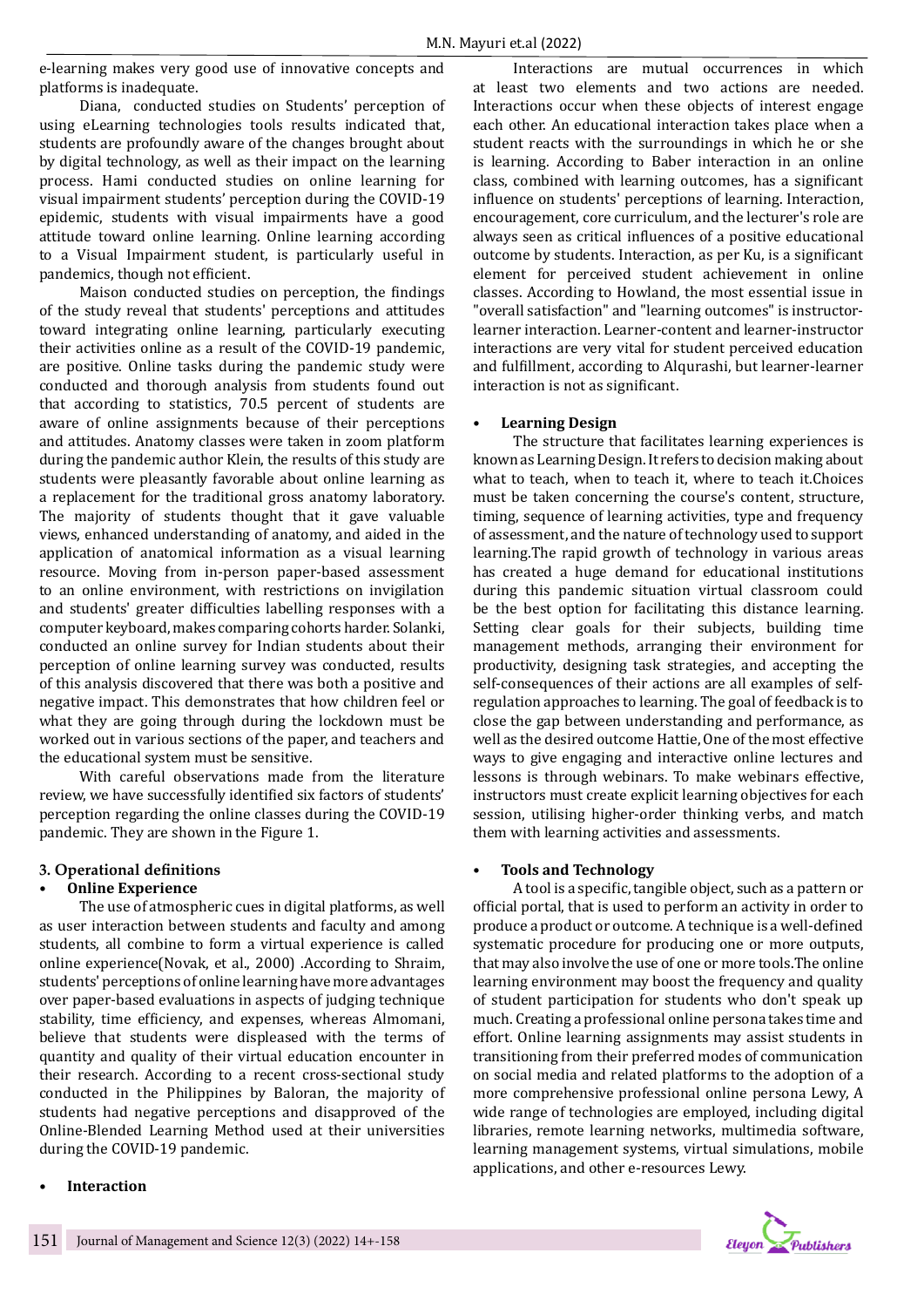e-learning makes very good use of innovative concepts and platforms is inadequate.

Diana, conducted studies on Students' perception of using eLearning technologies tools results indicated that, students are profoundly aware of the changes brought about by digital technology, as well as their impact on the learning process. Hami conducted studies on online learning for visual impairment students' perception during the COVID-19 epidemic, students with visual impairments have a good attitude toward online learning. Online learning according to a Visual Impairment student, is particularly useful in pandemics, though not efficient.

Maison conducted studies on perception, the findings of the study reveal that students' perceptions and attitudes toward integrating online learning, particularly executing their activities online as a result of the COVID-19 pandemic, are positive. Online tasks during the pandemic study were conducted and thorough analysis from students found out that according to statistics, 70.5 percent of students are aware of online assignments because of their perceptions and attitudes. Anatomy classes were taken in zoom platform during the pandemic author Klein, the results of this study are students were pleasantly favorable about online learning as a replacement for the traditional gross anatomy laboratory. The majority of students thought that it gave valuable views, enhanced understanding of anatomy, and aided in the application of anatomical information as a visual learning resource. Moving from in-person paper-based assessment to an online environment, with restrictions on invigilation and students' greater difficulties labelling responses with a computer keyboard, makes comparing cohorts harder. Solanki, conducted an online survey for Indian students about their perception of online learning survey was conducted, results of this analysis discovered that there was both a positive and negative impact. This demonstrates that how children feel or what they are going through during the lockdown must be worked out in various sections of the paper, and teachers and the educational system must be sensitive.

With careful observations made from the literature review, we have successfully identified six factors of students' perception regarding the online classes during the COVID-19 pandemic. They are shown in the Figure 1.

## 3. Operational definitions

- **Online Experience**

The use of atmospheric cues in digital platforms, as well as user interaction between students and faculty and among students, all combine to form a virtual experience is called online experience(Novak, et al., 2000) .According to Shraim, students' perceptions of online learning have more advantages over paper-based evaluations in aspects of judging technique stability, time efficiency, and expenses, whereas Almomani, believe that students were displeased with the terms of quantity and quality of their virtual education encounter in their research. According to a recent cross-sectional study conducted in the Philippines by Baloran, the majority of students had negative perceptions and disapproved of the Online-Blended Learning Method used at their universities during the COVID-19 pandemic.

- **Interaction**

Interactions are mutual occurrences in which at least two elements and two actions are needed. Interactions occur when these objects of interest engage each other. An educational interaction takes place when a student reacts with the surroundings in which he or she is learning. According to Baber interaction in an online class, combined with learning outcomes, has a significant influence on students' perceptions of learning. Interaction, encouragement, core curriculum, and the lecturer's role are always seen as critical influences of a positive educational outcome by students. Interaction, as per Ku, is a significant element for perceived student achievement in online classes. According to Howland, the most essential issue in "overall satisfaction" and "learning outcomes" is instructor-learner interaction. Learner-content and learner-instructor interactions are very vital for student perceived education and fulfillment, according to Alqurashi, but learner-learner interaction is not as significant.

- **Learning Design**

The structure that facilitates learning experiences is known as Learning Design. It refers to decision making about what to teach, when to teach it, where to teach it.Choices must be taken concerning the course's content, structure, timing, sequence of learning activities, type and frequency of assessment, and the nature of technology used to support learning.The rapid growth of technology in various areas has created a huge demand for educational institutions during this pandemic situation virtual classroom could be the best option for facilitating this distance learning. Setting clear goals for their subjects, building time management methods, arranging their environment for productivity, designing task strategies, and accepting the self-consequences of their actions are all examples of self-regulation approaches to learning. The goal of feedback is to close the gap between understanding and performance, as well as the desired outcome Hattie, One of the most effective ways to give engaging and interactive online lectures and lessons is through webinars. To make webinars effective, instructors must create explicit learning objectives for each session, utilising higher-order thinking verbs, and match them with learning activities and assessments.

- **Tools and Technology**

A tool is a specific, tangible object, such as a pattern or official portal, that is used to perform an activity in order to produce a product or outcome. A technique is a well-defined systematic procedure for producing one or more outputs, that may also involve the use of one or more tools.The online learning environment may boost the frequency and quality of student participation for students who don't speak up much. Creating a professional online persona takes time and effort. Online learning assignments may assist students in transitioning from their preferred modes of communication on social media and related platforms to the adoption of a more comprehensive professional online persona Lewy, A wide range of technologies are employed, including digital libraries, remote learning networks, multimedia software, learning management systems, virtual simulations, mobile applications, and other e-resources Lewy.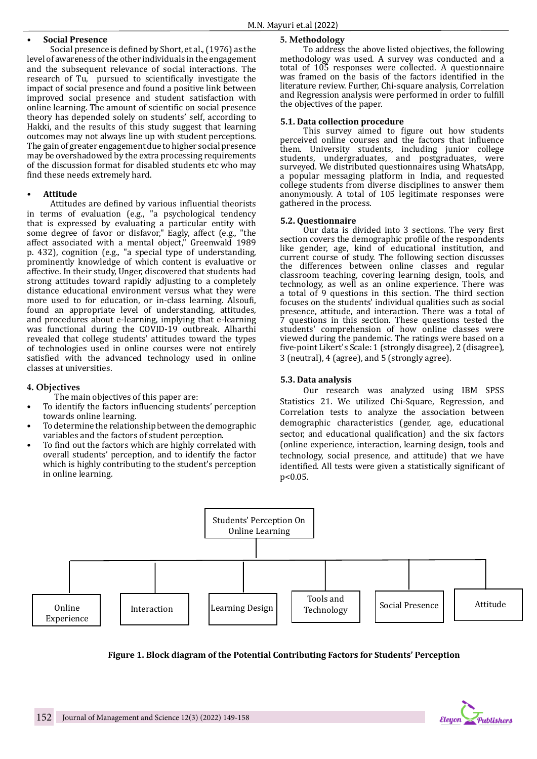- **Social Presence**

Social presence is defined by Short, et al., (1976) as the level of awareness of the other individuals in the engagement and the subsequent relevance of social interactions. The research of Tu, pursued to scientifically investigate the impact of social presence and found a positive link between improved social presence and student satisfaction with online learning. The amount of scientific on social presence theory has depended solely on students' self, according to Hakki, and the results of this study suggest that learning outcomes may not always line up with student perceptions. The gain of greater engagement due to higher social presence may be overshadowed by the extra processing requirements of the discussion format for disabled students etc who may find these needs extremely hard.

- **Attitude**

Attitudes are defined by various influential theorists in terms of evaluation (e.g., "a psychological tendency that is expressed by evaluating a particular entity with some degree of favor or disfavor," Eagly, affect (e.g., "the affect associated with a mental object," Greenwald 1989 p. 432), cognition (e.g., "a special type of understanding, prominently knowledge of which content is evaluative or affective. In their study, Unger, discovered that students had strong attitudes toward rapidly adjusting to a completely distance educational environment versus what they were more used to for education, or in-class learning. Alsoufi, found an appropriate level of understanding, attitudes, and procedures about e-learning, implying that e-learning was functional during the COVID-19 outbreak. Alharthi revealed that college students' attitudes toward the types of technologies used in online courses were not entirely satisfied with the advanced technology used in online classes at universities.

## 4. Objectives

The main objectives of this paper are:

- To identify the factors influencing students' perception towards online learning.
- To determine the relationship between the demographic variables and the factors of student perception.
- To find out the factors which are highly correlated with overall students' perception, and to identify the factor which is highly contributing to the student's perception in online learning.

## 5. Methodology

To address the above listed objectives, the following methodology was used. A survey was conducted and a total of 105 responses were collected. A questionnaire was framed on the basis of the factors identified in the literature review. Further, Chi-square analysis, Correlation and Regression analysis were performed in order to fulfill the objectives of the paper.

### 5.1. Data collection procedure

This survey aimed to figure out how students perceived online courses and the factors that influence them. University students, including junior college students, undergraduates, and postgraduates, were surveyed. We distributed questionnaires using WhatsApp, a popular messaging platform in India, and requested college students from diverse disciplines to answer them anonymously. A total of 105 legitimate responses were gathered in the process.

### 5.2. Questionnaire

Our data is divided into 3 sections. The very first section covers the demographic profile of the respondents like gender, age, kind of educational institution, and current course of study. The following section discusses the differences between online classes and regular classroom teaching, covering learning design, tools, and technology, as well as an online experience. There was a total of 9 questions in this section. The third section focuses on the students' individual qualities such as social presence, attitude, and interaction. There was a total of 7 questions in this section. These questions tested the students' comprehension of how online classes were viewed during the pandemic. The ratings were based on a five-point Likert's Scale: 1 (strongly disagree), 2 (disagree), 3 (neutral), 4 (agree), and 5 (strongly agree).

### 5.3. Data analysis

Our research was analyzed using IBM SPSS Statistics 21. We utilized Chi-Square, Regression, and Correlation tests to analyze the association between demographic characteristics (gender, age, educational sector, and educational qualification) and the six factors (online experience, interaction, learning design, tools and technology, social presence, and attitude) that we have identified. All tests were given a statistically significant of $p<0.05$.

Students' Perception On Online Learning → Online Experience | Interaction | Learning Design | Tools and Technology | Social Presence | Attitude

**Figure 1. Block diagram of the Potential Contributing Factors for Students' Perception**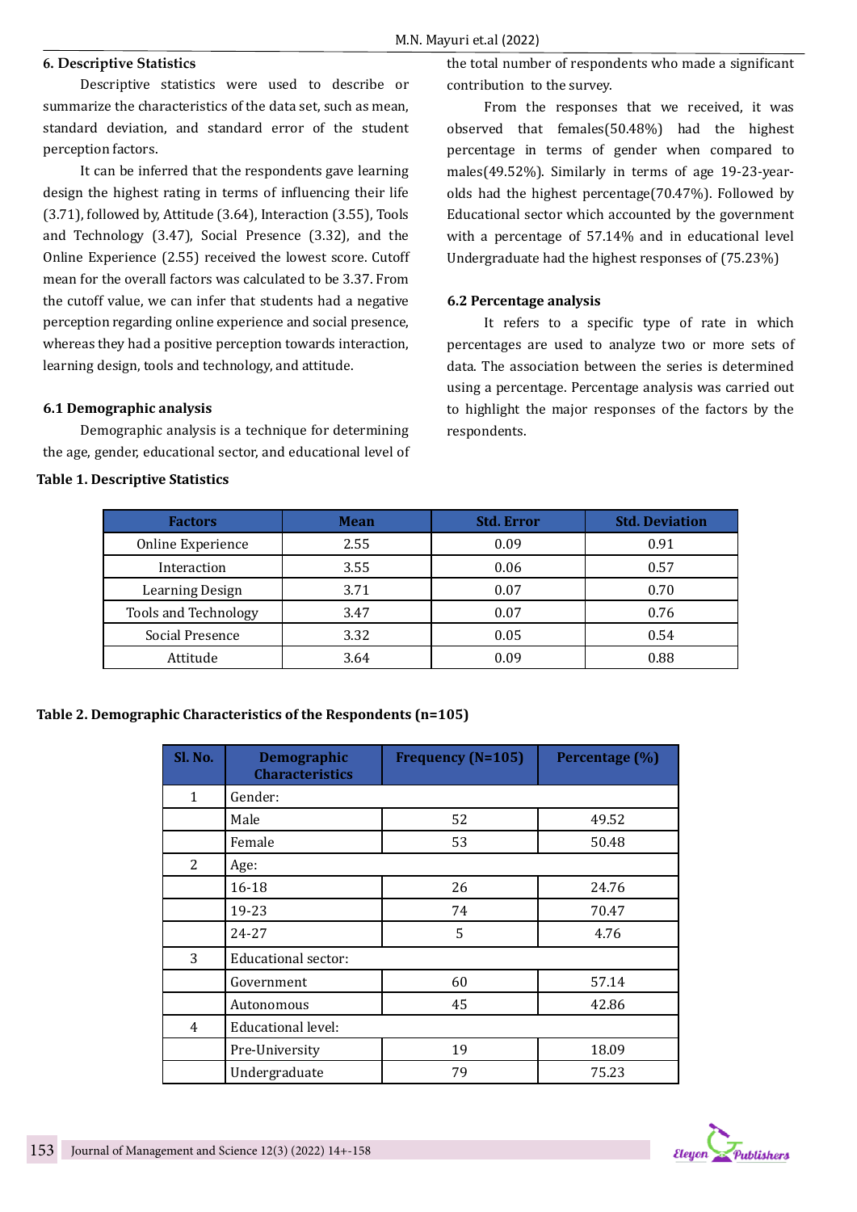## 6. Descriptive Statistics

Descriptive statistics were used to describe or summarize the characteristics of the data set, such as mean, standard deviation, and standard error of the student perception factors.

It can be inferred that the respondents gave learning design the highest rating in terms of influencing their life (3.71), followed by, Attitude (3.64), Interaction (3.55), Tools and Technology (3.47), Social Presence (3.32), and the Online Experience (2.55) received the lowest score. Cutoff mean for the overall factors was calculated to be 3.37. From the cutoff value, we can infer that students had a negative perception regarding online experience and social presence, whereas they had a positive perception towards interaction, learning design, tools and technology, and attitude.

### 6.1 Demographic analysis

Demographic analysis is a technique for determining the age, gender, educational sector, and educational level of the total number of respondents who made a significant contribution to the survey.

From the responses that we received, it was observed that females(50.48%) had the highest percentage in terms of gender when compared to males(49.52%). Similarly in terms of age 19-23-year-olds had the highest percentage(70.47%). Followed by Educational sector which accounted by the government with a percentage of 57.14% and in educational level Undergraduate had the highest responses of (75.23%)

### 6.2 Percentage analysis

It refers to a specific type of rate in which percentages are used to analyze two or more sets of data. The association between the series is determined using a percentage. Percentage analysis was carried out to highlight the major responses of the factors by the respondents.

**Table 1. Descriptive Statistics**

| Factors | Mean | Std. Error | Std. Deviation |
|---|---|---|---|
| Online Experience | 2.55 | 0.09 | 0.91 |
| Interaction | 3.55 | 0.06 | 0.57 |
| Learning Design | 3.71 | 0.07 | 0.70 |
| Tools and Technology | 3.47 | 0.07 | 0.76 |
| Social Presence | 3.32 | 0.05 | 0.54 |
| Attitude | 3.64 | 0.09 | 0.88 |

**Table 2. Demographic Characteristics of the Respondents (n=105)**

| Sl. No. | Demographic Characteristics | Frequency (N=105) | Percentage (%) |
|---|---|---|---|
| 1 | Gender: | | |
| | Male | 52 | 49.52 |
| | Female | 53 | 50.48 |
| 2 | Age: | | |
| | 16-18 | 26 | 24.76 |
| | 19-23 | 74 | 70.47 |
| | 24-27 | 5 | 4.76 |
| 3 | Educational sector: | | |
| | Government | 60 | 57.14 |
| | Autonomous | 45 | 42.86 |
| 4 | Educational level: | | |
| | Pre-University | 19 | 18.09 |
| | Undergraduate | 79 | 75.23 |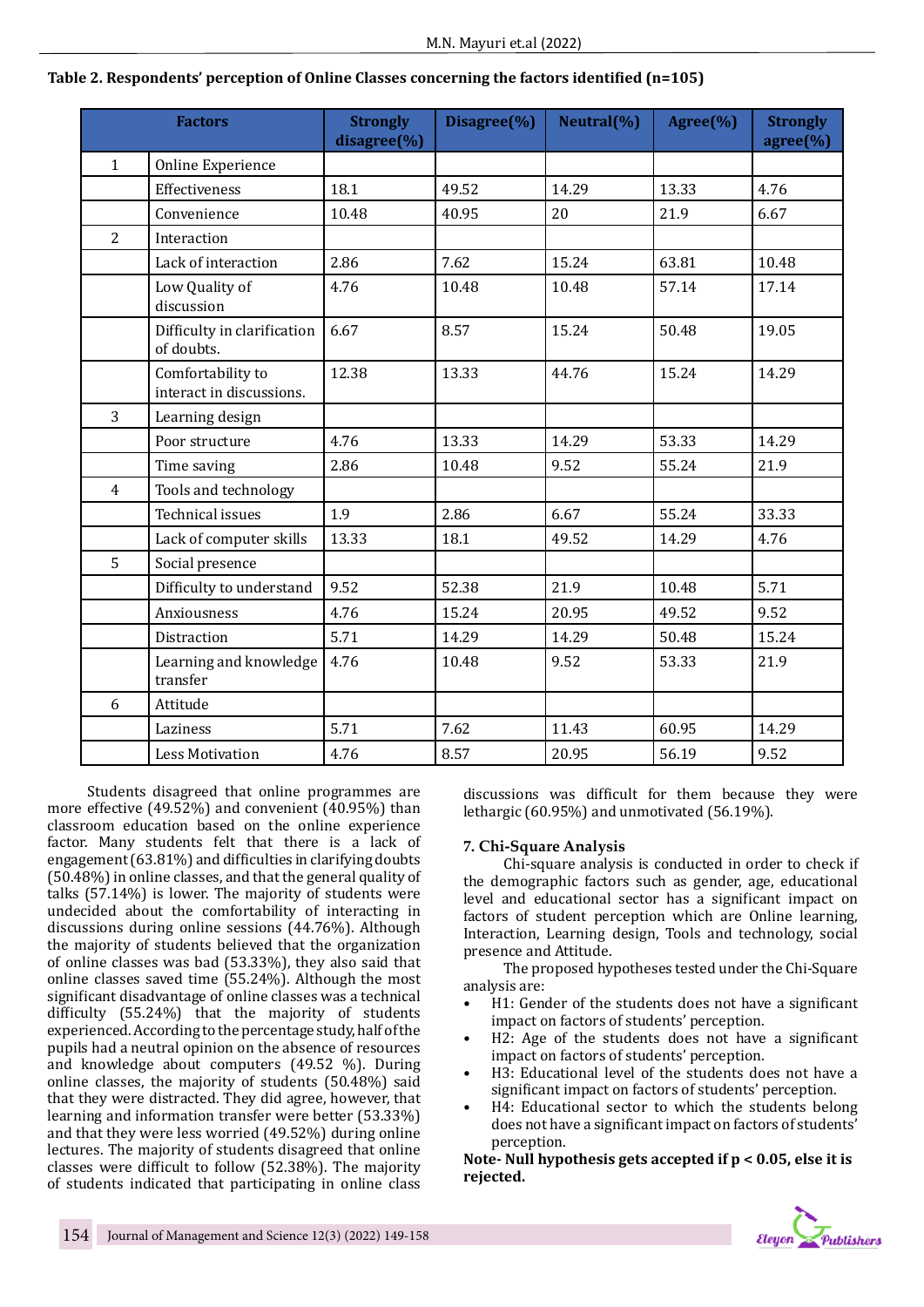**Table 2. Respondents' perception of Online Classes concerning the factors identified (n=105)**

| Factors | | Strongly disagree(%) | Disagree(%) | Neutral(%) | Agree(%) | Strongly agree(%) |
|---|---|---|---|---|---|---|
| 1 | Online Experience | | | | | |
| | Effectiveness | 18.1 | 49.52 | 14.29 | 13.33 | 4.76 |
| | Convenience | 10.48 | 40.95 | 20 | 21.9 | 6.67 |
| 2 | Interaction | | | | | |
| | Lack of interaction | 2.86 | 7.62 | 15.24 | 63.81 | 10.48 |
| | Low Quality of discussion | 4.76 | 10.48 | 10.48 | 57.14 | 17.14 |
| | Difficulty in clarification of doubts. | 6.67 | 8.57 | 15.24 | 50.48 | 19.05 |
| | Comfortability to interact in discussions. | 12.38 | 13.33 | 44.76 | 15.24 | 14.29 |
| 3 | Learning design | | | | | |
| | Poor structure | 4.76 | 13.33 | 14.29 | 53.33 | 14.29 |
| | Time saving | 2.86 | 10.48 | 9.52 | 55.24 | 21.9 |
| 4 | Tools and technology | | | | | |
| | Technical issues | 1.9 | 2.86 | 6.67 | 55.24 | 33.33 |
| | Lack of computer skills | 13.33 | 18.1 | 49.52 | 14.29 | 4.76 |
| 5 | Social presence | | | | | |
| | Difficulty to understand | 9.52 | 52.38 | 21.9 | 10.48 | 5.71 |
| | Anxiousness | 4.76 | 15.24 | 20.95 | 49.52 | 9.52 |
| | Distraction | 5.71 | 14.29 | 14.29 | 50.48 | 15.24 |
| | Learning and knowledge transfer | 4.76 | 10.48 | 9.52 | 53.33 | 21.9 |
| 6 | Attitude | | | | | |
| | Laziness | 5.71 | 7.62 | 11.43 | 60.95 | 14.29 |
| | Less Motivation | 4.76 | 8.57 | 20.95 | 56.19 | 9.52 |

Students disagreed that online programmes are more effective (49.52%) and convenient (40.95%) than classroom education based on the online experience factor. Many students felt that there is a lack of engagement (63.81%) and difficulties in clarifying doubts (50.48%) in online classes, and that the general quality of talks (57.14%) is lower. The majority of students were undecided about the comfortability of interacting in discussions during online sessions (44.76%). Although the majority of students believed that the organization of online classes was bad (53.33%), they also said that online classes saved time (55.24%). Although the most significant disadvantage of online classes was a technical difficulty (55.24%) that the majority of students experienced. According to the percentage study, half of the pupils had a neutral opinion on the absence of resources and knowledge about computers (49.52 %). During online classes, the majority of students (50.48%) said that they were distracted. They did agree, however, that learning and information transfer were better (53.33%) and that they were less worried (49.52%) during online lectures. The majority of students disagreed that online classes were difficult to follow (52.38%). The majority of students indicated that participating in online class discussions was difficult for them because they were lethargic (60.95%) and unmotivated (56.19%).

## 7. Chi-Square Analysis

Chi-square analysis is conducted in order to check if the demographic factors such as gender, age, educational level and educational sector has a significant impact on factors of student perception which are Online learning, Interaction, Learning design, Tools and technology, social presence and Attitude.

The proposed hypotheses tested under the Chi-Square analysis are:

- H1: Gender of the students does not have a significant impact on factors of students' perception.
- H2: Age of the students does not have a significant impact on factors of students' perception.
- H3: Educational level of the students does not have a significant impact on factors of students' perception.
- H4: Educational sector to which the students belong does not have a significant impact on factors of students' perception.

**Note- Null hypothesis gets accepted if $p < 0.05$, else it is rejected.**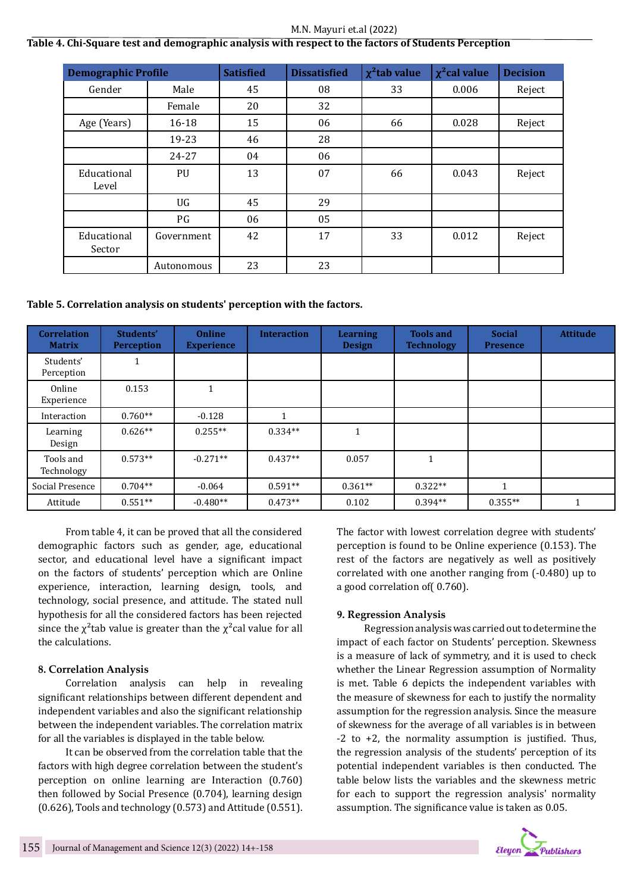**Table 4. Chi-Square test and demographic analysis with respect to the factors of Students Perception**

| Demographic Profile | | Satisfied | Dissatisfied | $\chi^2$tab value | $\chi^2$cal value | Decision |
|---|---|---|---|---|---|---|
| Gender | Male | 45 | 08 | 33 | 0.006 | Reject |
| | Female | 20 | 32 | | | |
| Age (Years) | 16-18 | 15 | 06 | 66 | 0.028 | Reject |
| | 19-23 | 46 | 28 | | | |
| | 24-27 | 04 | 06 | | | |
| Educational Level | PU | 13 | 07 | 66 | 0.043 | Reject |
| | UG | 45 | 29 | | | |
| | PG | 06 | 05 | | | |
| Educational Sector | Government | 42 | 17 | 33 | 0.012 | Reject |
| | Autonomous | 23 | 23 | | | |

**Table 5. Correlation analysis on students' perception with the factors.**

| Correlation Matrix | Students' Perception | Online Experience | Interaction | Learning Design | Tools and Technology | Social Presence | Attitude |
|---|---|---|---|---|---|---|---|
| Students' Perception | 1 | | | | | | |
| Online Experience | 0.153 | 1 | | | | | |
| Interaction | 0.760** | -0.128 | 1 | | | | |
| Learning Design | 0.626** | 0.255** | 0.334** | 1 | | | |
| Tools and Technology | 0.573** | -0.271** | 0.437** | 0.057 | 1 | | |
| Social Presence | 0.704** | -0.064 | 0.591** | 0.361** | 0.322** | 1 | |
| Attitude | 0.551** | -0.480** | 0.473** | 0.102 | 0.394** | 0.355** | 1 |

From table 4, it can be proved that all the considered demographic factors such as gender, age, educational sector, and educational level have a significant impact on the factors of students' perception which are Online experience, interaction, learning design, tools, and technology, social presence, and attitude. The stated null hypothesis for all the considered factors has been rejected since the $\chi^2$tab value is greater than the $\chi^2$cal value for all the calculations.

## 8. Correlation Analysis

Correlation analysis can help in revealing significant relationships between different dependent and independent variables and also the significant relationship between the independent variables. The correlation matrix for all the variables is displayed in the table below.

It can be observed from the correlation table that the factors with high degree correlation between the student's perception on online learning are Interaction (0.760) then followed by Social Presence (0.704), learning design (0.626), Tools and technology (0.573) and Attitude (0.551). The factor with lowest correlation degree with students' perception is found to be Online experience (0.153). The rest of the factors are negatively as well as positively correlated with one another ranging from (-0.480) up to a good correlation of( 0.760).

## 9. Regression Analysis

Regression analysis was carried out to determine the impact of each factor on Students' perception. Skewness is a measure of lack of symmetry, and it is used to check whether the Linear Regression assumption of Normality is met. Table 6 depicts the independent variables with the measure of skewness for each to justify the normality assumption for the regression analysis. Since the measure of skewness for the average of all variables is in between -2 to +2, the normality assumption is justified. Thus, the regression analysis of the students' perception of its potential independent variables is then conducted. The table below lists the variables and the skewness metric for each to support the regression analysis' normality assumption. The significance value is taken as 0.05.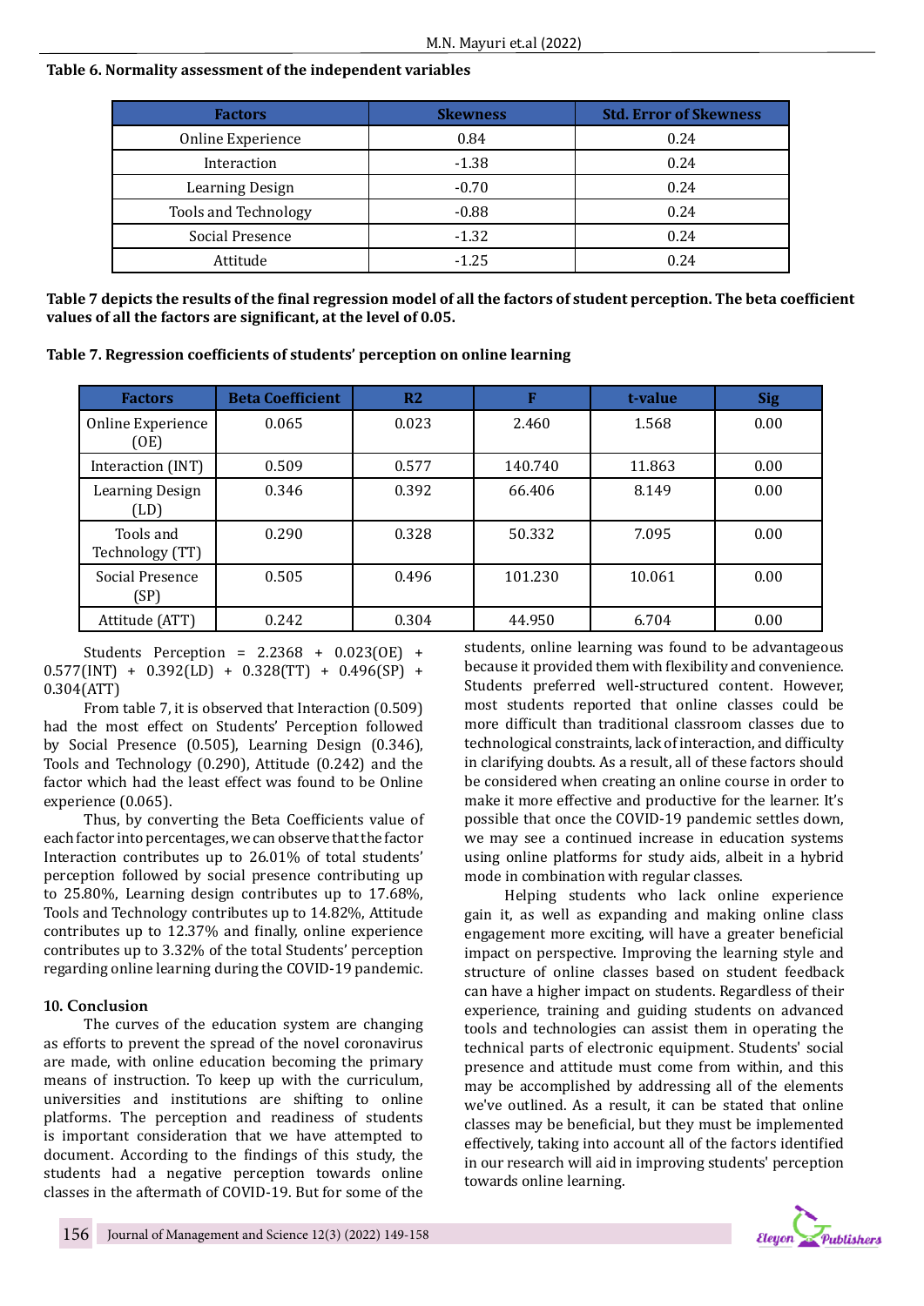**Table 6. Normality assessment of the independent variables**

| Factors | Skewness | Std. Error of Skewness |
|---|---|---|
| Online Experience | 0.84 | 0.24 |
| Interaction | -1.38 | 0.24 |
| Learning Design | -0.70 | 0.24 |
| Tools and Technology | -0.88 | 0.24 |
| Social Presence | -1.32 | 0.24 |
| Attitude | -1.25 | 0.24 |

**Table 7 depicts the results of the final regression model of all the factors of student perception. The beta coefficient values of all the factors are significant, at the level of 0.05.**

**Table 7. Regression coefficients of students' perception on online learning**

| Factors | Beta Coefficient | R2 | F | t-value | Sig |
|---|---|---|---|---|---|
| Online Experience (OE) | 0.065 | 0.023 | 2.460 | 1.568 | 0.00 |
| Interaction (INT) | 0.509 | 0.577 | 140.740 | 11.863 | 0.00 |
| Learning Design (LD) | 0.346 | 0.392 | 66.406 | 8.149 | 0.00 |
| Tools and Technology (TT) | 0.290 | 0.328 | 50.332 | 7.095 | 0.00 |
| Social Presence (SP) | 0.505 | 0.496 | 101.230 | 10.061 | 0.00 |
| Attitude (ATT) | 0.242 | 0.304 | 44.950 | 6.704 | 0.00 |

Students Perception = 2.2368 + 0.023(OE) + 0.577(INT) + 0.392(LD) + 0.328(TT) + 0.496(SP) + 0.304(ATT)

From table 7, it is observed that Interaction (0.509) had the most effect on Students' Perception followed by Social Presence (0.505), Learning Design (0.346), Tools and Technology (0.290), Attitude (0.242) and the factor which had the least effect was found to be Online experience (0.065).

Thus, by converting the Beta Coefficients value of each factor into percentages, we can observe that the factor Interaction contributes up to 26.01% of total students' perception followed by social presence contributing up to 25.80%, Learning design contributes up to 17.68%, Tools and Technology contributes up to 14.82%, Attitude contributes up to 12.37% and finally, online experience contributes up to 3.32% of the total Students' perception regarding online learning during the COVID-19 pandemic.

## 10. Conclusion

The curves of the education system are changing as efforts to prevent the spread of the novel coronavirus are made, with online education becoming the primary means of instruction. To keep up with the curriculum, universities and institutions are shifting to online platforms. The perception and readiness of students is important consideration that we have attempted to document. According to the findings of this study, the students had a negative perception towards online classes in the aftermath of COVID-19. But for some of the students, online learning was found to be advantageous because it provided them with flexibility and convenience. Students preferred well-structured content. However, most students reported that online classes could be more difficult than traditional classroom classes due to technological constraints, lack of interaction, and difficulty in clarifying doubts. As a result, all of these factors should be considered when creating an online course in order to make it more effective and productive for the learner. It's possible that once the COVID-19 pandemic settles down, we may see a continued increase in education systems using online platforms for study aids, albeit in a hybrid mode in combination with regular classes.

Helping students who lack online experience gain it, as well as expanding and making online class engagement more exciting, will have a greater beneficial impact on perspective. Improving the learning style and structure of online classes based on student feedback can have a higher impact on students. Regardless of their experience, training and guiding students on advanced tools and technologies can assist them in operating the technical parts of electronic equipment. Students' social presence and attitude must come from within, and this may be accomplished by addressing all of the elements we've outlined. As a result, it can be stated that online classes may be beneficial, but they must be implemented effectively, taking into account all of the factors identified in our research will aid in improving students' perception towards online learning.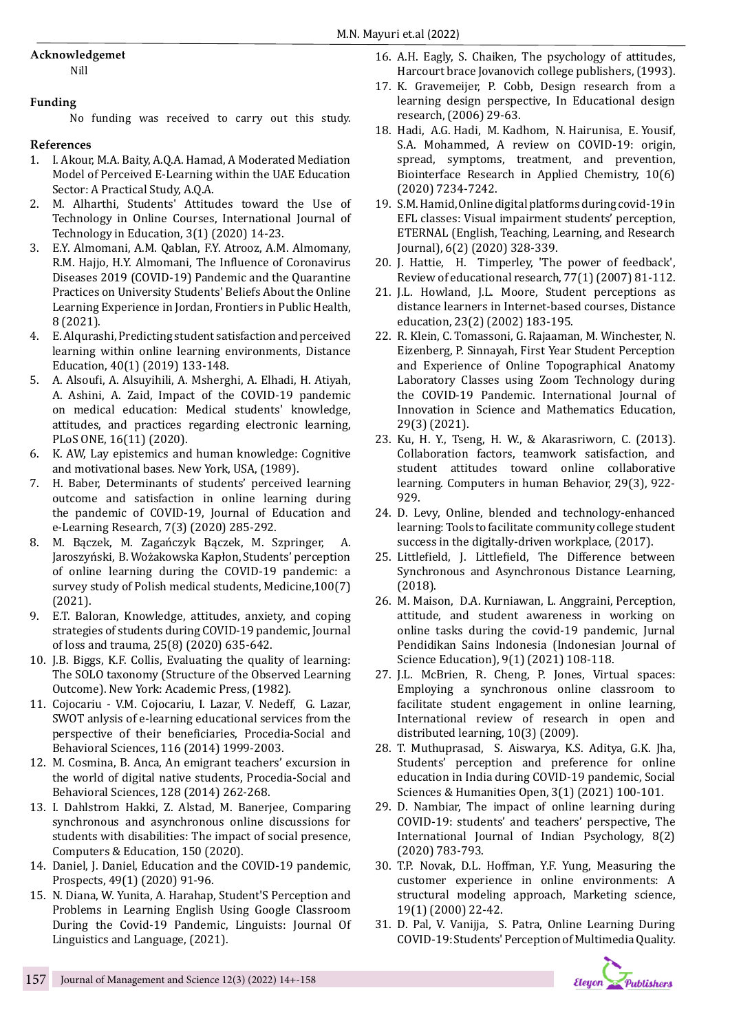## Acknowledgemet

Nill

## Funding

No funding was received to carry out this study.

## References

1. I. Akour, M.A. Baity, A.Q.A. Hamad, A Moderated Mediation Model of Perceived E-Learning within the UAE Education Sector: A Practical Study, A.Q.A.
2. M. Alharthi, Students' Attitudes toward the Use of Technology in Online Courses, International Journal of Technology in Education, 3(1) (2020) 14-23.
3. E.Y. Almomani, A.M. Qablan, F.Y. Atrooz, A.M. Almomany, R.M. Hajjo, H.Y. Almomani, The Influence of Coronavirus Diseases 2019 (COVID-19) Pandemic and the Quarantine Practices on University Students' Beliefs About the Online Learning Experience in Jordan, Frontiers in Public Health, 8 (2021).
4. E. Alqurashi, Predicting student satisfaction and perceived learning within online learning environments, Distance Education, 40(1) (2019) 133-148.
5. A. Alsoufi, A. Alsuyihili, A. Msherghi, A. Elhadi, H. Atiyah, A. Ashini, A. Zaid, Impact of the COVID-19 pandemic on medical education: Medical students' knowledge, attitudes, and practices regarding electronic learning, PLoS ONE, 16(11) (2020).
6. K. AW, Lay epistemics and human knowledge: Cognitive and motivational bases. New York, USA, (1989).
7. H. Baber, Determinants of students' perceived learning outcome and satisfaction in online learning during the pandemic of COVID-19, Journal of Education and e-Learning Research, 7(3) (2020) 285-292.
8. M. Bączek, M. Zagańczyk Bączek, M. Szpringer, A. Jaroszyński, B. Wożakowska Kapłon, Students' perception of online learning during the COVID-19 pandemic: a survey study of Polish medical students, Medicine,100(7) (2021).
9. E.T. Baloran, Knowledge, attitudes, anxiety, and coping strategies of students during COVID-19 pandemic, Journal of loss and trauma, 25(8) (2020) 635-642.
10. J.B. Biggs, K.F. Collis, Evaluating the quality of learning: The SOLO taxonomy (Structure of the Observed Learning Outcome). New York: Academic Press, (1982).
11. Cojocariu - V.M. Cojocariu, I. Lazar, V. Nedeff, G. Lazar, SWOT anlysis of e-learning educational services from the perspective of their beneficiaries, Procedia-Social and Behavioral Sciences, 116 (2014) 1999-2003.
12. M. Cosmina, B. Anca, An emigrant teachers' excursion in the world of digital native students, Procedia-Social and Behavioral Sciences, 128 (2014) 262-268.
13. I. Dahlstrom Hakki, Z. Alstad, M. Banerjee, Comparing synchronous and asynchronous online discussions for students with disabilities: The impact of social presence, Computers & Education, 150 (2020).
14. Daniel, J. Daniel, Education and the COVID-19 pandemic, Prospects, 49(1) (2020) 91-96.
15. N. Diana, W. Yunita, A. Harahap, Student'S Perception and Problems in Learning English Using Google Classroom During the Covid-19 Pandemic, Linguists: Journal Of Linguistics and Language, (2021).
16. A.H. Eagly, S. Chaiken, The psychology of attitudes, Harcourt brace Jovanovich college publishers, (1993).
17. K. Gravemeijer, P. Cobb, Design research from a learning design perspective, In Educational design research, (2006) 29-63.
18. Hadi, A.G. Hadi, M. Kadhom, N. Hairunisa, E. Yousif, S.A. Mohammed, A review on COVID-19: origin, spread, symptoms, treatment, and prevention, Biointerface Research in Applied Chemistry, 10(6) (2020) 7234-7242.
19. S.M. Hamid, Online digital platforms during covid-19 in EFL classes: Visual impairment students' perception, ETERNAL (English, Teaching, Learning, and Research Journal), 6(2) (2020) 328-339.
20. J. Hattie, H. Timperley, 'The power of feedback', Review of educational research, 77(1) (2007) 81-112.
21. J.L. Howland, J.L. Moore, Student perceptions as distance learners in Internet-based courses, Distance education, 23(2) (2002) 183-195.
22. R. Klein, C. Tomassoni, G. Rajaaman, M. Winchester, N. Eizenberg, P. Sinnayah, First Year Student Perception and Experience of Online Topographical Anatomy Laboratory Classes using Zoom Technology during the COVID-19 Pandemic. International Journal of Innovation in Science and Mathematics Education, 29(3) (2021).
23. Ku, H. Y., Tseng, H. W., & Akarasriworn, C. (2013). Collaboration factors, teamwork satisfaction, and student attitudes toward online collaborative learning. Computers in human Behavior, 29(3), 922-929.
24. D. Levy, Online, blended and technology-enhanced learning: Tools to facilitate community college student success in the digitally-driven workplace, (2017).
25. Littlefield, J. Littlefield, The Difference between Synchronous and Asynchronous Distance Learning, (2018).
26. M. Maison, D.A. Kurniawan, L. Anggraini, Perception, attitude, and student awareness in working on online tasks during the covid-19 pandemic, Jurnal Pendidikan Sains Indonesia (Indonesian Journal of Science Education), 9(1) (2021) 108-118.
27. J.L. McBrien, R. Cheng, P. Jones, Virtual spaces: Employing a synchronous online classroom to facilitate student engagement in online learning, International review of research in open and distributed learning, 10(3) (2009).
28. T. Muthuprasad, S. Aiswarya, K.S. Aditya, G.K. Jha, Students' perception and preference for online education in India during COVID-19 pandemic, Social Sciences & Humanities Open, 3(1) (2021) 100-101.
29. D. Nambiar, The impact of online learning during COVID-19: students' and teachers' perspective, The International Journal of Indian Psychology, 8(2) (2020) 783-793.
30. T.P. Novak, D.L. Hoffman, Y.F. Yung, Measuring the customer experience in online environments: A structural modeling approach, Marketing science, 19(1) (2000) 22-42.
31. D. Pal, V. Vanijja, S. Patra, Online Learning During COVID-19: Students' Perception of Multimedia Quality.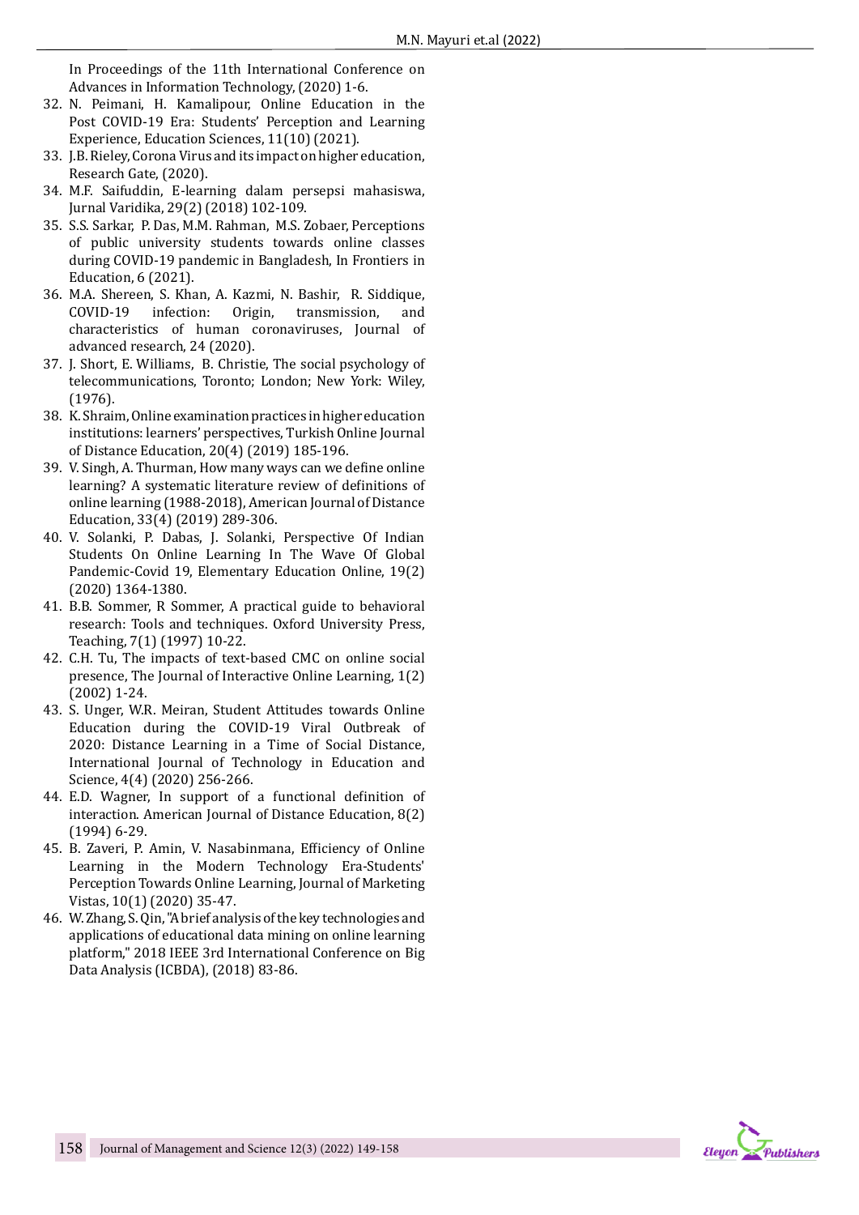In Proceedings of the 11th International Conference on Advances in Information Technology, (2020) 1-6.

32. N. Peimani, H. Kamalipour, Online Education in the Post COVID-19 Era: Students' Perception and Learning Experience, Education Sciences, 11(10) (2021).
33. J.B. Rieley, Corona Virus and its impact on higher education, Research Gate, (2020).
34. M.F. Saifuddin, E-learning dalam persepsi mahasiswa, Jurnal Varidika, 29(2) (2018) 102-109.
35. S.S. Sarkar, P. Das, M.M. Rahman, M.S. Zobaer, Perceptions of public university students towards online classes during COVID-19 pandemic in Bangladesh, In Frontiers in Education, 6 (2021).
36. M.A. Shereen, S. Khan, A. Kazmi, N. Bashir, R. Siddique, COVID-19 infection: Origin, transmission, and characteristics of human coronaviruses, Journal of advanced research, 24 (2020).
37. J. Short, E. Williams, B. Christie, The social psychology of telecommunications, Toronto; London; New York: Wiley, (1976).
38. K. Shraim, Online examination practices in higher education institutions: learners' perspectives, Turkish Online Journal of Distance Education, 20(4) (2019) 185-196.
39. V. Singh, A. Thurman, How many ways can we define online learning? A systematic literature review of definitions of online learning (1988-2018), American Journal of Distance Education, 33(4) (2019) 289-306.
40. V. Solanki, P. Dabas, J. Solanki, Perspective Of Indian Students On Online Learning In The Wave Of Global Pandemic-Covid 19, Elementary Education Online, 19(2) (2020) 1364-1380.
41. B.B. Sommer, R Sommer, A practical guide to behavioral research: Tools and techniques. Oxford University Press, Teaching, 7(1) (1997) 10-22.
42. C.H. Tu, The impacts of text-based CMC on online social presence, The Journal of Interactive Online Learning, 1(2) (2002) 1-24.
43. S. Unger, W.R. Meiran, Student Attitudes towards Online Education during the COVID-19 Viral Outbreak of 2020: Distance Learning in a Time of Social Distance, International Journal of Technology in Education and Science, 4(4) (2020) 256-266.
44. E.D. Wagner, In support of a functional definition of interaction. American Journal of Distance Education, 8(2) (1994) 6-29.
45. B. Zaveri, P. Amin, V. Nasabinmana, Efficiency of Online Learning in the Modern Technology Era-Students' Perception Towards Online Learning, Journal of Marketing Vistas, 10(1) (2020) 35-47.
46. W. Zhang, S. Qin, "A brief analysis of the key technologies and applications of educational data mining on online learning platform," 2018 IEEE 3rd International Conference on Big Data Analysis (ICBDA), (2018) 83-86.